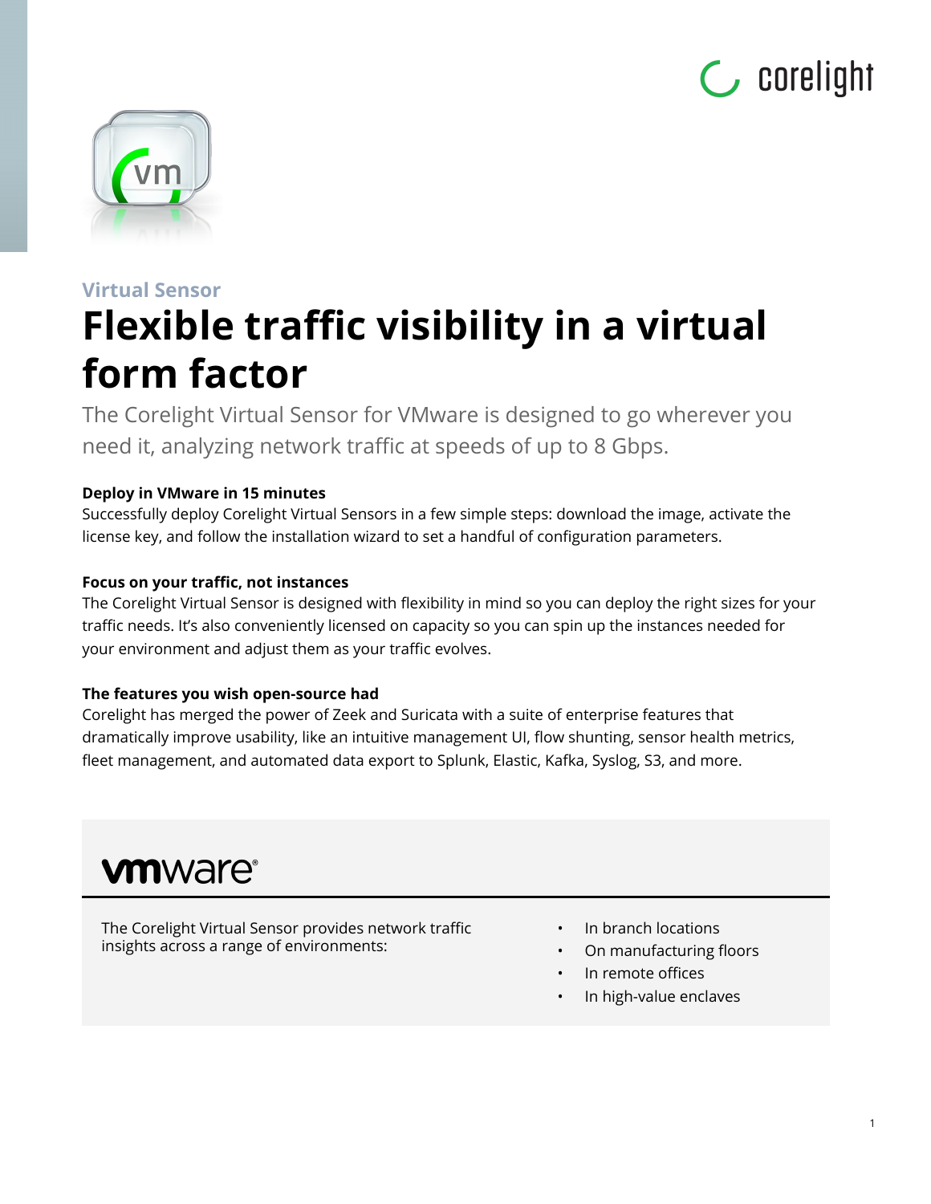Virtual Sensor

# Flexible traffic visibility in a virtual form factor

The Corelight Virtual Sensor for VMware is designed to go wherever you need it, analyzing network traffic at speeds of up to 8 Gbps.

**Deploy in VMware in 15 minutes**

Successfully deploy Corelight Virtual Sensors in a few simple steps: download the image, activate the license key, and follow the installation wizard to set a handful of configuration parameters.

**Focus on your traffic, not instances**

The Corelight Virtual Sensor is designed with flexibility in mind so you can deploy the right sizes for your traffic needs. It's also conveniently licensed on capacity so you can spin up the instances needed for your environment and adjust them as your traffic evolves.

**The features you wish open-source had**

Corelight has merged the power of Zeek and Suricata with a suite of enterprise features that dramatically improve usability, like an intuitive management UI, flow shunting, sensor health metrics, fleet management, and automated data export to Splunk, Elastic, Kafka, Syslog, S3, and more.

**vmware**

The Corelight Virtual Sensor provides network traffic insights across a range of environments:

- In branch locations
- On manufacturing floors
- In remote offices
- In high-value enclaves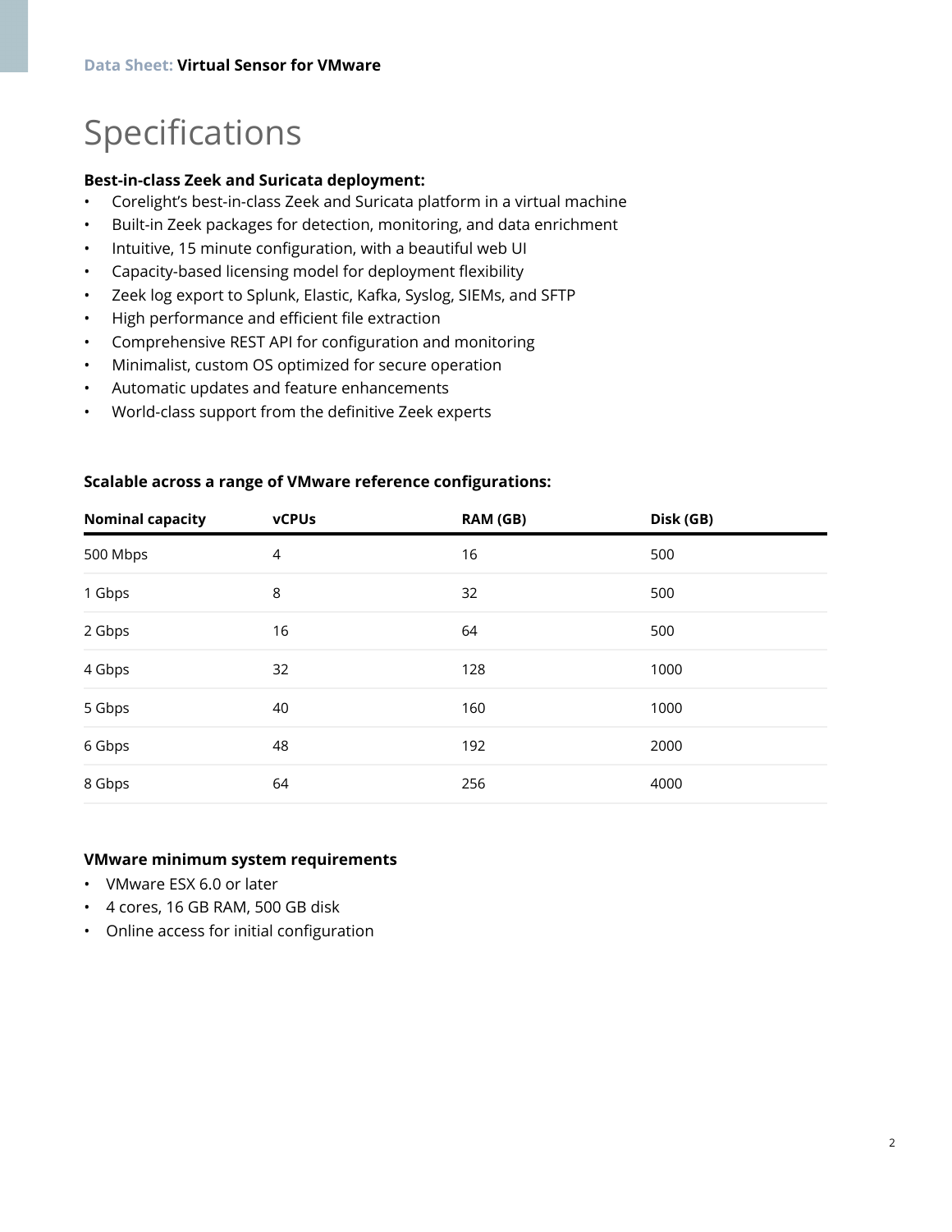# Specifications

**Best-in-class Zeek and Suricata deployment:**

- Corelight's best-in-class Zeek and Suricata platform in a virtual machine
- Built-in Zeek packages for detection, monitoring, and data enrichment
- Intuitive, 15 minute configuration, with a beautiful web UI
- Capacity-based licensing model for deployment flexibility
- Zeek log export to Splunk, Elastic, Kafka, Syslog, SIEMs, and SFTP
- High performance and efficient file extraction
- Comprehensive REST API for configuration and monitoring
- Minimalist, custom OS optimized for secure operation
- Automatic updates and feature enhancements
- World-class support from the definitive Zeek experts

**Scalable across a range of VMware reference configurations:**

| Nominal capacity | vCPUs | RAM (GB) | Disk (GB) |
|---|---|---|---|
| 500 Mbps | 4 | 16 | 500 |
| 1 Gbps | 8 | 32 | 500 |
| 2 Gbps | 16 | 64 | 500 |
| 4 Gbps | 32 | 128 | 1000 |
| 5 Gbps | 40 | 160 | 1000 |
| 6 Gbps | 48 | 192 | 2000 |
| 8 Gbps | 64 | 256 | 4000 |

**VMware minimum system requirements**

- VMware ESX 6.0 or later
- 4 cores, 16 GB RAM, 500 GB disk
- Online access for initial configuration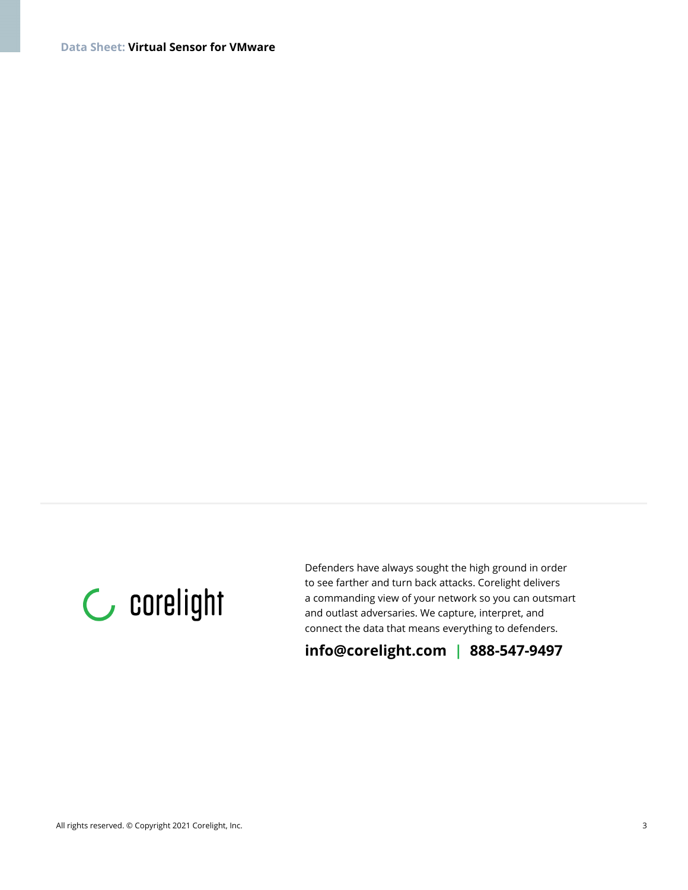corelight

Defenders have always sought the high ground in order to see farther and turn back attacks. Corelight delivers a commanding view of your network so you can outsmart and outlast adversaries. We capture, interpret, and connect the data that means everything to defenders.

**info@corelight.com | 888-547-9497**

All rights reserved. © Copyright 2021 Corelight, Inc.